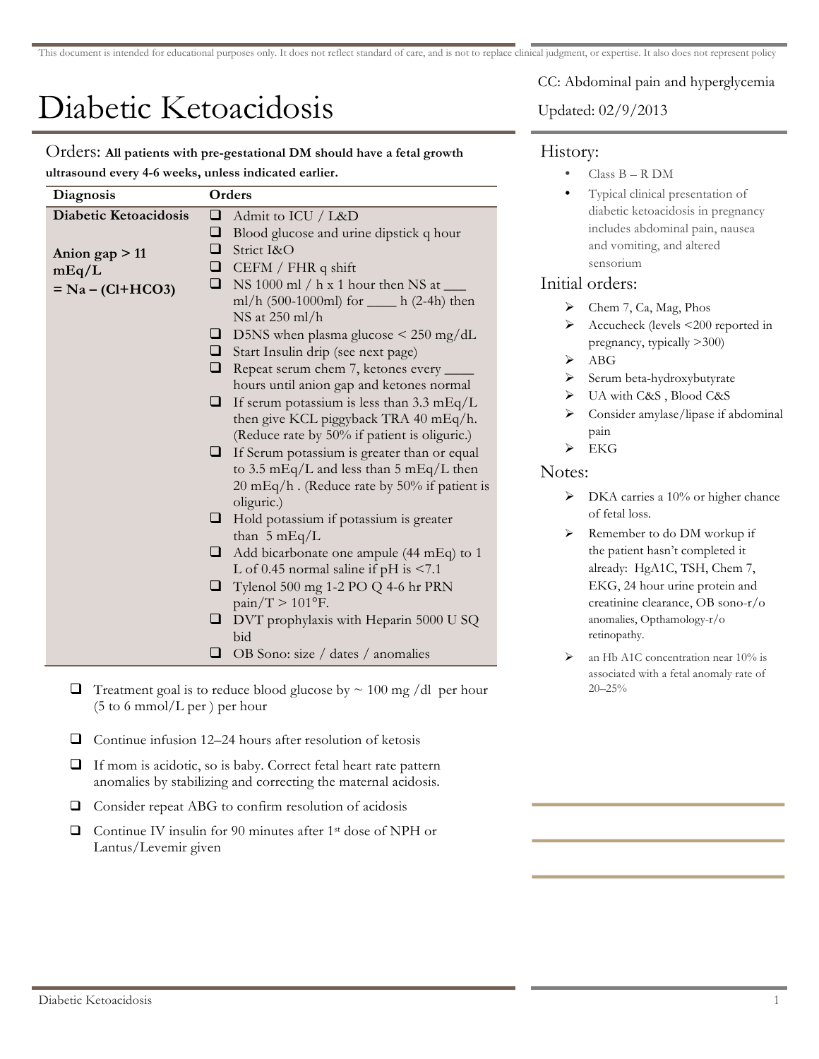This document is intended for educational purposes only. It does not reflect standard of care, and is not to replace clinical judgment, or expertise. It also does not represent policy

# Diabetic Ketoacidosis

CC: Abdominal pain and hyperglycemia

Updated: 02/9/2013

## Orders: **All patients with pre-gestational DM should have a fetal growth ultrasound every 4-6 weeks, unless indicated earlier.**

| Diagnosis | Orders |
|---|---|
| **Diabetic Ketoacidosis**<br><br>**Anion gap > 11 mEq/L**<br>**= Na – (Cl+HCO3)** | ❑ Admit to ICU / L&D<br>❑ Blood glucose and urine dipstick q hour<br>❑ Strict I&O<br>❑ CEFM / FHR q shift<br>❑ NS 1000 ml / h x 1 hour then NS at ___ ml/h (500-1000ml) for ____ h (2-4h) then NS at 250 ml/h<br>❑ D5NS when plasma glucose < 250 mg/dL<br>❑ Start Insulin drip (see next page)<br>❑ Repeat serum chem 7, ketones every ____ hours until anion gap and ketones normal<br>❑ If serum potassium is less than 3.3 mEq/L then give KCL piggyback TRA 40 mEq/h. (Reduce rate by 50% if patient is oliguric.)<br>❑ If Serum potassium is greater than or equal to 3.5 mEq/L and less than 5 mEq/L then 20 mEq/h . (Reduce rate by 50% if patient is oliguric.)<br>❑ Hold potassium if potassium is greater than 5 mEq/L<br>❑ Add bicarbonate one ampule (44 mEq) to 1 L of 0.45 normal saline if pH is <7.1<br>❑ Tylenol 500 mg 1-2 PO Q 4-6 hr PRN pain/T > 101°F.<br>❑ DVT prophylaxis with Heparin 5000 U SQ bid<br>❑ OB Sono: size / dates / anomalies |

- ❑ Treatment goal is to reduce blood glucose by ~ 100 mg /dl per hour (5 to 6 mmol/L per ) per hour
- ❑ Continue infusion 12–24 hours after resolution of ketosis
- ❑ If mom is acidotic, so is baby. Correct fetal heart rate pattern anomalies by stabilizing and correcting the maternal acidosis.
- ❑ Consider repeat ABG to confirm resolution of acidosis
- ❑ Continue IV insulin for 90 minutes after 1st dose of NPH or Lantus/Levemir given

## History:

- Class B – R DM
- Typical clinical presentation of diabetic ketoacidosis in pregnancy includes abdominal pain, nausea and vomiting, and altered sensorium

## Initial orders:

- Chem 7, Ca, Mag, Phos
- Accucheck (levels <200 reported in pregnancy, typically >300)
- ABG
- Serum beta-hydroxybutyrate
- UA with C&S , Blood C&S
- Consider amylase/lipase if abdominal pain
- EKG

## Notes:

- DKA carries a 10% or higher chance of fetal loss.
- Remember to do DM workup if the patient hasn't completed it already: HgA1C, TSH, Chem 7, EKG, 24 hour urine protein and creatinine clearance, OB sono-r/o anomalies, Opthamology-r/o retinopathy.
- an Hb A1C concentration near 10% is associated with a fetal anomaly rate of 20–25%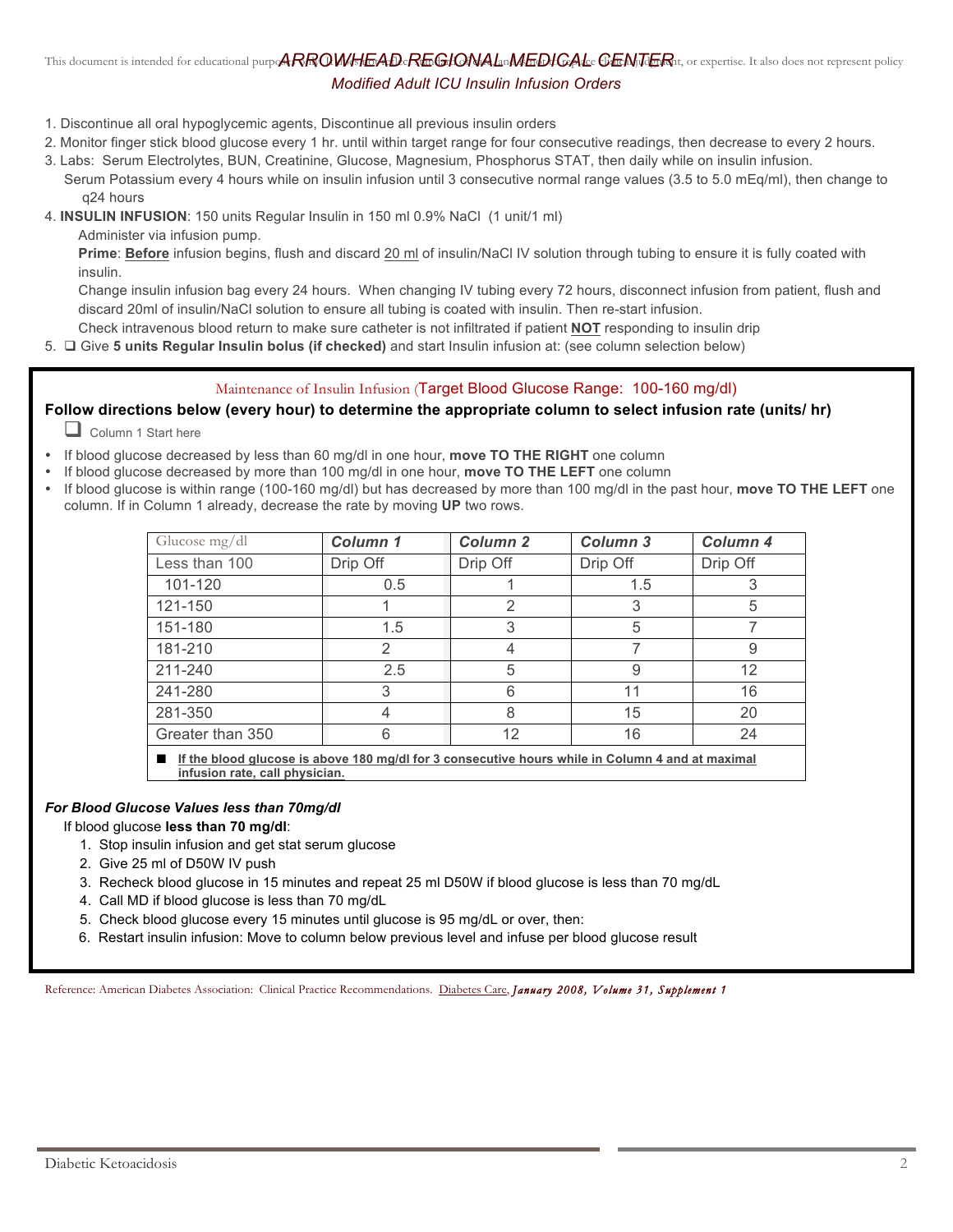This document is intended for educational purposes only... or expertise. It also does not represent policy

# ARROWHEAD REGIONAL MEDICAL CENTER

*Modified Adult ICU Insulin Infusion Orders*

1. Discontinue all oral hypoglycemic agents, Discontinue all previous insulin orders
2. Monitor finger stick blood glucose every 1 hr. until within target range for four consecutive readings, then decrease to every 2 hours.
3. Labs: Serum Electrolytes, BUN, Creatinine, Glucose, Magnesium, Phosphorus STAT, then daily while on insulin infusion.
   Serum Potassium every 4 hours while on insulin infusion until 3 consecutive normal range values (3.5 to 5.0 mEq/ml), then change to q24 hours
4. **INSULIN INFUSION**: 150 units Regular Insulin in 150 ml 0.9% NaCl (1 unit/1 ml)
   Administer via infusion pump.
   **Prime**: **Before** infusion begins, flush and discard 20 ml of insulin/NaCl IV solution through tubing to ensure it is fully coated with insulin.
   Change insulin infusion bag every 24 hours. When changing IV tubing every 72 hours, disconnect infusion from patient, flush and discard 20ml of insulin/NaCl solution to ensure all tubing is coated with insulin. Then re-start infusion.
   Check intravenous blood return to make sure catheter is not infiltrated if patient **NOT** responding to insulin drip
5. ❑ Give **5 units Regular Insulin bolus (if checked)** and start Insulin infusion at: (see column selection below)

## Maintenance of Insulin Infusion (Target Blood Glucose Range: 100-160 mg/dl)

**Follow directions below (every hour) to determine the appropriate column to select infusion rate (units/ hr)**

❑ Column 1 Start here

- If blood glucose decreased by less than 60 mg/dl in one hour, **move TO THE RIGHT** one column
- If blood glucose decreased by more than 100 mg/dl in one hour, **move TO THE LEFT** one column
- If blood glucose is within range (100-160 mg/dl) but has decreased by more than 100 mg/dl in the past hour, **move TO THE LEFT** one column. If in Column 1 already, decrease the rate by moving **UP** two rows.

| Glucose mg/dl | *Column 1* | *Column 2* | *Column 3* | *Column 4* |
|---|---|---|---|---|
| Less than 100 | Drip Off | Drip Off | Drip Off | Drip Off |
| 101-120 | 0.5 | 1 | 1.5 | 3 |
| 121-150 | 1 | 2 | 3 | 5 |
| 151-180 | 1.5 | 3 | 5 | 7 |
| 181-210 | 2 | 4 | 7 | 9 |
| 211-240 | 2.5 | 5 | 9 | 12 |
| 241-280 | 3 | 6 | 11 | 16 |
| 281-350 | 4 | 8 | 15 | 20 |
| Greater than 350 | 6 | 12 | 16 | 24 |

■ **If the blood glucose is above 180 mg/dl for 3 consecutive hours while in Column 4 and at maximal infusion rate, call physician.**

***For Blood Glucose Values less than 70mg/dl***

If blood glucose **less than 70 mg/dl**:

1. Stop insulin infusion and get stat serum glucose
2. Give 25 ml of D50W IV push
3. Recheck blood glucose in 15 minutes and repeat 25 ml D50W if blood glucose is less than 70 mg/dL
4. Call MD if blood glucose is less than 70 mg/dL
5. Check blood glucose every 15 minutes until glucose is 95 mg/dL or over, then:
6. Restart insulin infusion: Move to column below previous level and infuse per blood glucose result

Reference: American Diabetes Association: Clinical Practice Recommendations. Diabetes Care, *January 2008, Volume 31, Supplement 1*